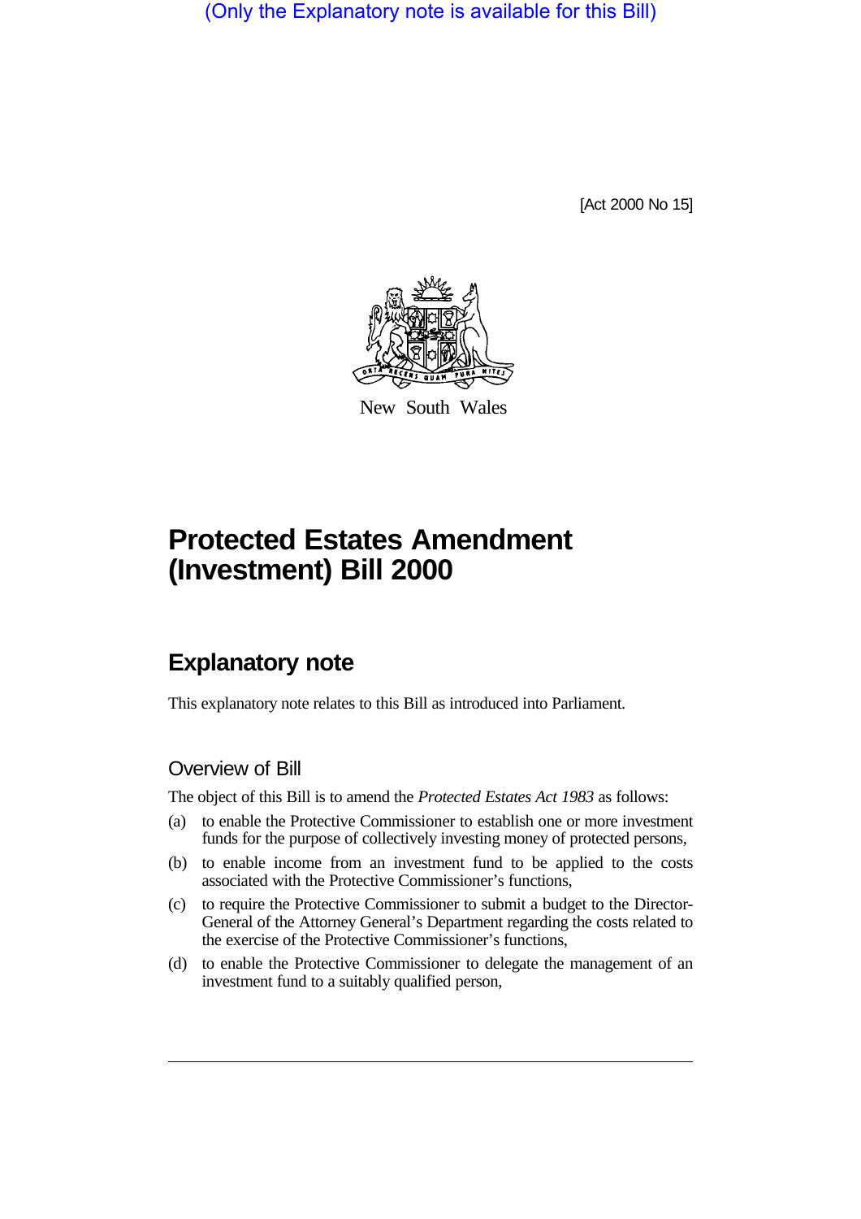(Only the Explanatory note is available for this Bill)

[Act 2000 No 15]

New South Wales

# Protected Estates Amendment (Investment) Bill 2000

## Explanatory note

This explanatory note relates to this Bill as introduced into Parliament.

### Overview of Bill

The object of this Bill is to amend the *Protected Estates Act 1983* as follows:

(a) to enable the Protective Commissioner to establish one or more investment funds for the purpose of collectively investing money of protected persons,

(b) to enable income from an investment fund to be applied to the costs associated with the Protective Commissioner's functions,

(c) to require the Protective Commissioner to submit a budget to the Director-General of the Attorney General's Department regarding the costs related to the exercise of the Protective Commissioner's functions,

(d) to enable the Protective Commissioner to delegate the management of an investment fund to a suitably qualified person,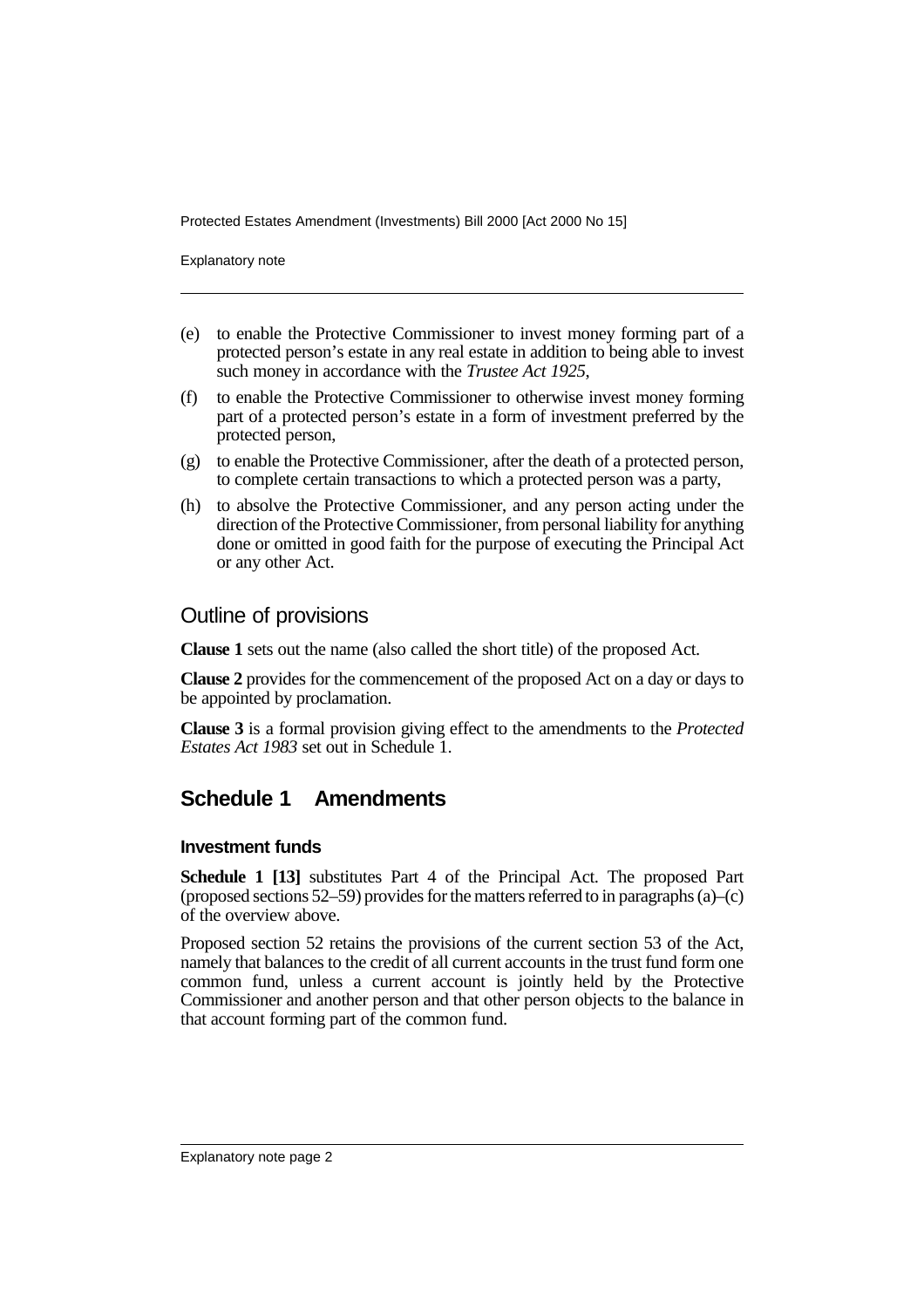(e) to enable the Protective Commissioner to invest money forming part of a protected person's estate in any real estate in addition to being able to invest such money in accordance with the *Trustee Act 1925*,

(f) to enable the Protective Commissioner to otherwise invest money forming part of a protected person's estate in a form of investment preferred by the protected person,

(g) to enable the Protective Commissioner, after the death of a protected person, to complete certain transactions to which a protected person was a party,

(h) to absolve the Protective Commissioner, and any person acting under the direction of the Protective Commissioner, from personal liability for anything done or omitted in good faith for the purpose of executing the Principal Act or any other Act.

## Outline of provisions

**Clause 1** sets out the name (also called the short title) of the proposed Act.

**Clause 2** provides for the commencement of the proposed Act on a day or days to be appointed by proclamation.

**Clause 3** is a formal provision giving effect to the amendments to the *Protected Estates Act 1983* set out in Schedule 1.

## Schedule 1 Amendments

### Investment funds

**Schedule 1 [13]** substitutes Part 4 of the Principal Act. The proposed Part (proposed sections 52–59) provides for the matters referred to in paragraphs (a)–(c) of the overview above.

Proposed section 52 retains the provisions of the current section 53 of the Act, namely that balances to the credit of all current accounts in the trust fund form one common fund, unless a current account is jointly held by the Protective Commissioner and another person and that other person objects to the balance in that account forming part of the common fund.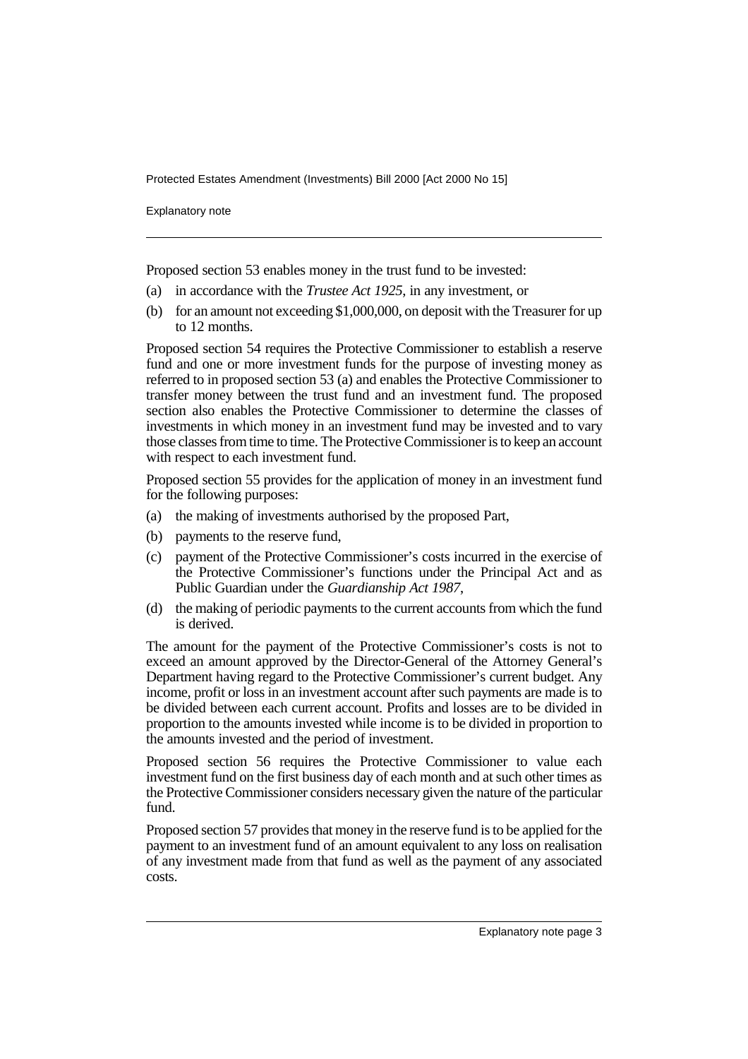Proposed section 53 enables money in the trust fund to be invested:

(a) in accordance with the *Trustee Act 1925*, in any investment, or

(b) for an amount not exceeding $1,000,000, on deposit with the Treasurer for up to 12 months.

Proposed section 54 requires the Protective Commissioner to establish a reserve fund and one or more investment funds for the purpose of investing money as referred to in proposed section 53 (a) and enables the Protective Commissioner to transfer money between the trust fund and an investment fund. The proposed section also enables the Protective Commissioner to determine the classes of investments in which money in an investment fund may be invested and to vary those classes from time to time. The Protective Commissioner is to keep an account with respect to each investment fund.

Proposed section 55 provides for the application of money in an investment fund for the following purposes:

(a) the making of investments authorised by the proposed Part,

(b) payments to the reserve fund,

(c) payment of the Protective Commissioner's costs incurred in the exercise of the Protective Commissioner's functions under the Principal Act and as Public Guardian under the *Guardianship Act 1987*,

(d) the making of periodic payments to the current accounts from which the fund is derived.

The amount for the payment of the Protective Commissioner's costs is not to exceed an amount approved by the Director-General of the Attorney General's Department having regard to the Protective Commissioner's current budget. Any income, profit or loss in an investment account after such payments are made is to be divided between each current account. Profits and losses are to be divided in proportion to the amounts invested while income is to be divided in proportion to the amounts invested and the period of investment.

Proposed section 56 requires the Protective Commissioner to value each investment fund on the first business day of each month and at such other times as the Protective Commissioner considers necessary given the nature of the particular fund.

Proposed section 57 provides that money in the reserve fund is to be applied for the payment to an investment fund of an amount equivalent to any loss on realisation of any investment made from that fund as well as the payment of any associated costs.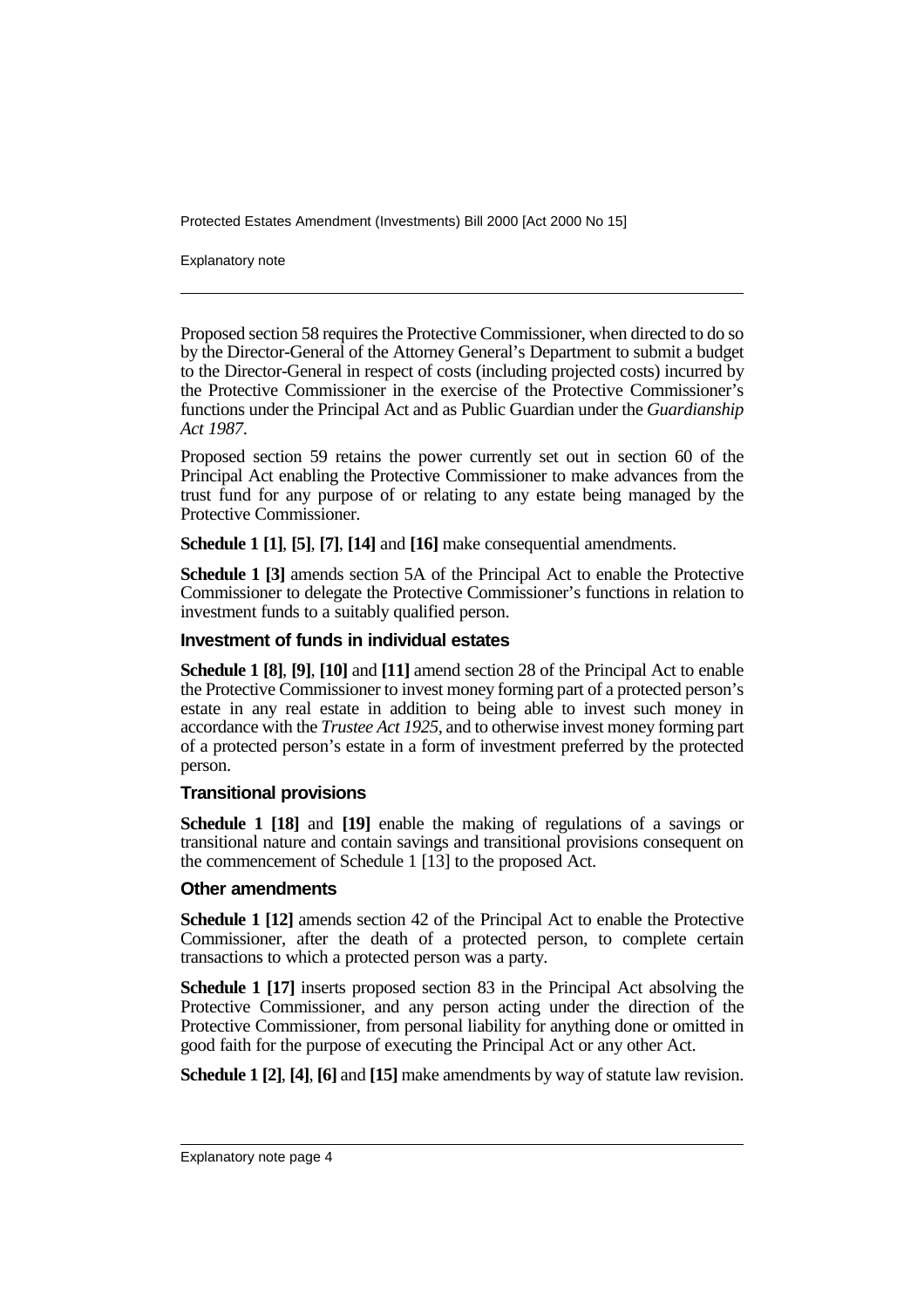Proposed section 58 requires the Protective Commissioner, when directed to do so by the Director-General of the Attorney General's Department to submit a budget to the Director-General in respect of costs (including projected costs) incurred by the Protective Commissioner in the exercise of the Protective Commissioner's functions under the Principal Act and as Public Guardian under the *Guardianship Act 1987*.

Proposed section 59 retains the power currently set out in section 60 of the Principal Act enabling the Protective Commissioner to make advances from the trust fund for any purpose of or relating to any estate being managed by the Protective Commissioner.

**Schedule 1 [1]**, **[5]**, **[7]**, **[14]** and **[16]** make consequential amendments.

**Schedule 1 [3]** amends section 5A of the Principal Act to enable the Protective Commissioner to delegate the Protective Commissioner's functions in relation to investment funds to a suitably qualified person.

### Investment of funds in individual estates

**Schedule 1 [8]**, **[9]**, **[10]** and **[11]** amend section 28 of the Principal Act to enable the Protective Commissioner to invest money forming part of a protected person's estate in any real estate in addition to being able to invest such money in accordance with the *Trustee Act 1925*, and to otherwise invest money forming part of a protected person's estate in a form of investment preferred by the protected person.

### Transitional provisions

**Schedule 1 [18]** and **[19]** enable the making of regulations of a savings or transitional nature and contain savings and transitional provisions consequent on the commencement of Schedule 1 [13] to the proposed Act.

### Other amendments

**Schedule 1 [12]** amends section 42 of the Principal Act to enable the Protective Commissioner, after the death of a protected person, to complete certain transactions to which a protected person was a party.

**Schedule 1 [17]** inserts proposed section 83 in the Principal Act absolving the Protective Commissioner, and any person acting under the direction of the Protective Commissioner, from personal liability for anything done or omitted in good faith for the purpose of executing the Principal Act or any other Act.

**Schedule 1 [2]**, **[4]**, **[6]** and **[15]** make amendments by way of statute law revision.